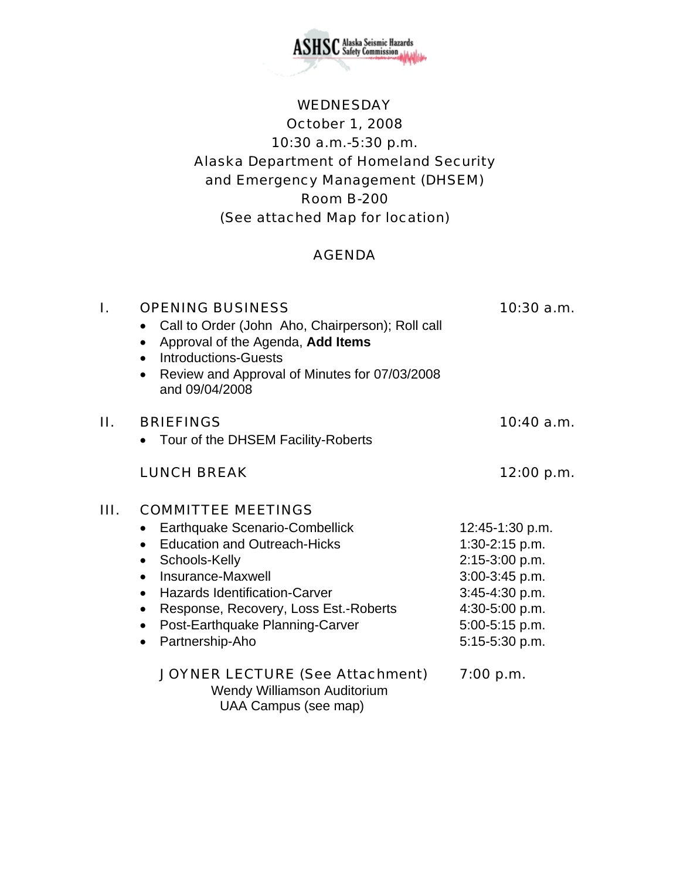ASHSC Alaska Seismic Hazards Safety Commission

WEDNESDAY
October 1, 2008
10:30 a.m.-5:30 p.m.
Alaska Department of Homeland Security and Emergency Management (DHSEM)
Room B-200
(See attached Map for location)

# AGENDA

## I. OPENING BUSINESS — 10:30 a.m.

- Call to Order (John Aho, Chairperson); Roll call
- Approval of the Agenda, **Add Items**
- Introductions-Guests
- Review and Approval of Minutes for 07/03/2008 and 09/04/2008

## II. BRIEFINGS — 10:40 a.m.

- Tour of the DHSEM Facility-Roberts

## LUNCH BREAK — 12:00 p.m.

## III. COMMITTEE MEETINGS

| Committee | Time |
|---|---|
| Earthquake Scenario-Combellick | 12:45-1:30 p.m. |
| Education and Outreach-Hicks | 1:30-2:15 p.m. |
| Schools-Kelly | 2:15-3:00 p.m. |
| Insurance-Maxwell | 3:00-3:45 p.m. |
| Hazards Identification-Carver | 3:45-4:30 p.m. |
| Response, Recovery, Loss Est.-Roberts | 4:30-5:00 p.m. |
| Post-Earthquake Planning-Carver | 5:00-5:15 p.m. |
| Partnership-Aho | 5:15-5:30 p.m. |

## JOYNER LECTURE (See Attachment) — 7:00 p.m.

Wendy Williamson Auditorium
UAA Campus (see map)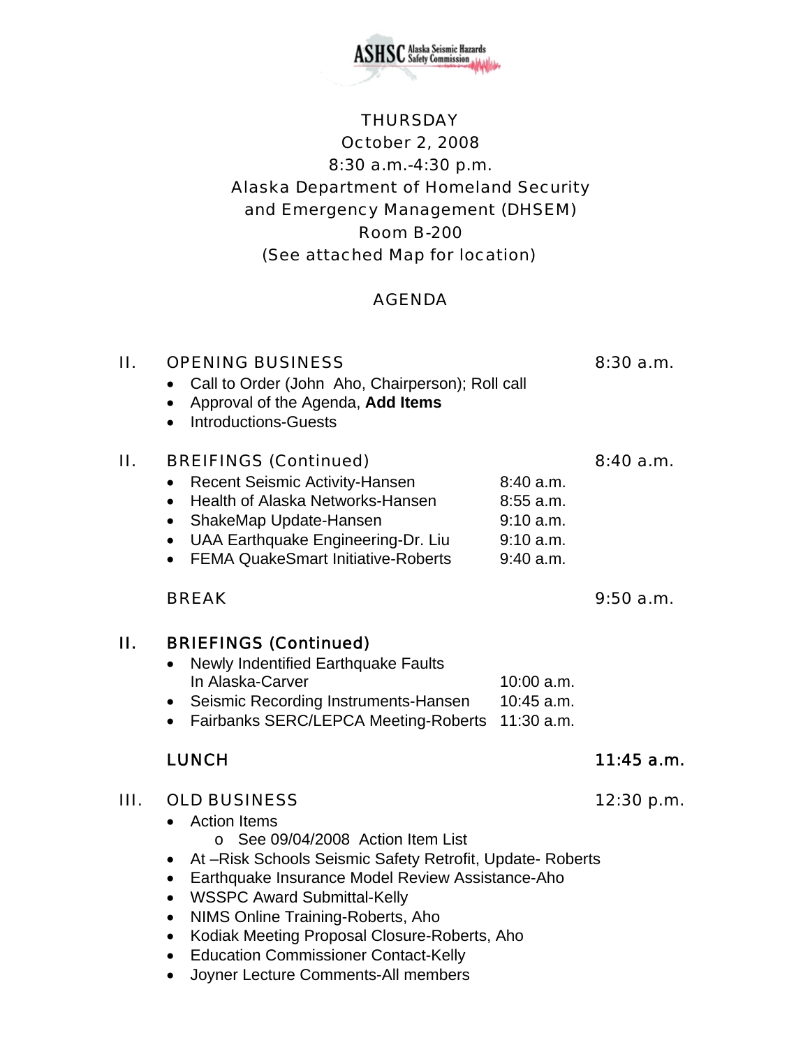ASHSC Alaska Seismic Hazards Safety Commission

THURSDAY
October 2, 2008
8:30 a.m.-4:30 p.m.
Alaska Department of Homeland Security
and Emergency Management (DHSEM)
Room B-200
(See attached Map for location)

AGENDA

II. OPENING BUSINESS 8:30 a.m.

- Call to Order (John Aho, Chairperson); Roll call
- Approval of the Agenda, **Add Items**
- Introductions-Guests

II. BREIFINGS (Continued) 8:40 a.m.

- Recent Seismic Activity-Hansen 8:40 a.m.
- Health of Alaska Networks-Hansen 8:55 a.m.
- ShakeMap Update-Hansen 9:10 a.m.
- UAA Earthquake Engineering-Dr. Liu 9:10 a.m.
- FEMA QuakeSmart Initiative-Roberts 9:40 a.m.

BREAK 9:50 a.m.

II. BRIEFINGS (Continued)

- Newly Indentified Earthquake Faults In Alaska-Carver 10:00 a.m.
- Seismic Recording Instruments-Hansen 10:45 a.m.
- Fairbanks SERC/LEPCA Meeting-Roberts 11:30 a.m.

LUNCH 11:45 a.m.

III. OLD BUSINESS 12:30 p.m.

- Action Items
  - See 09/04/2008 Action Item List
- At –Risk Schools Seismic Safety Retrofit, Update- Roberts
- Earthquake Insurance Model Review Assistance-Aho
- WSSPC Award Submittal-Kelly
- NIMS Online Training-Roberts, Aho
- Kodiak Meeting Proposal Closure-Roberts, Aho
- Education Commissioner Contact-Kelly
- Joyner Lecture Comments-All members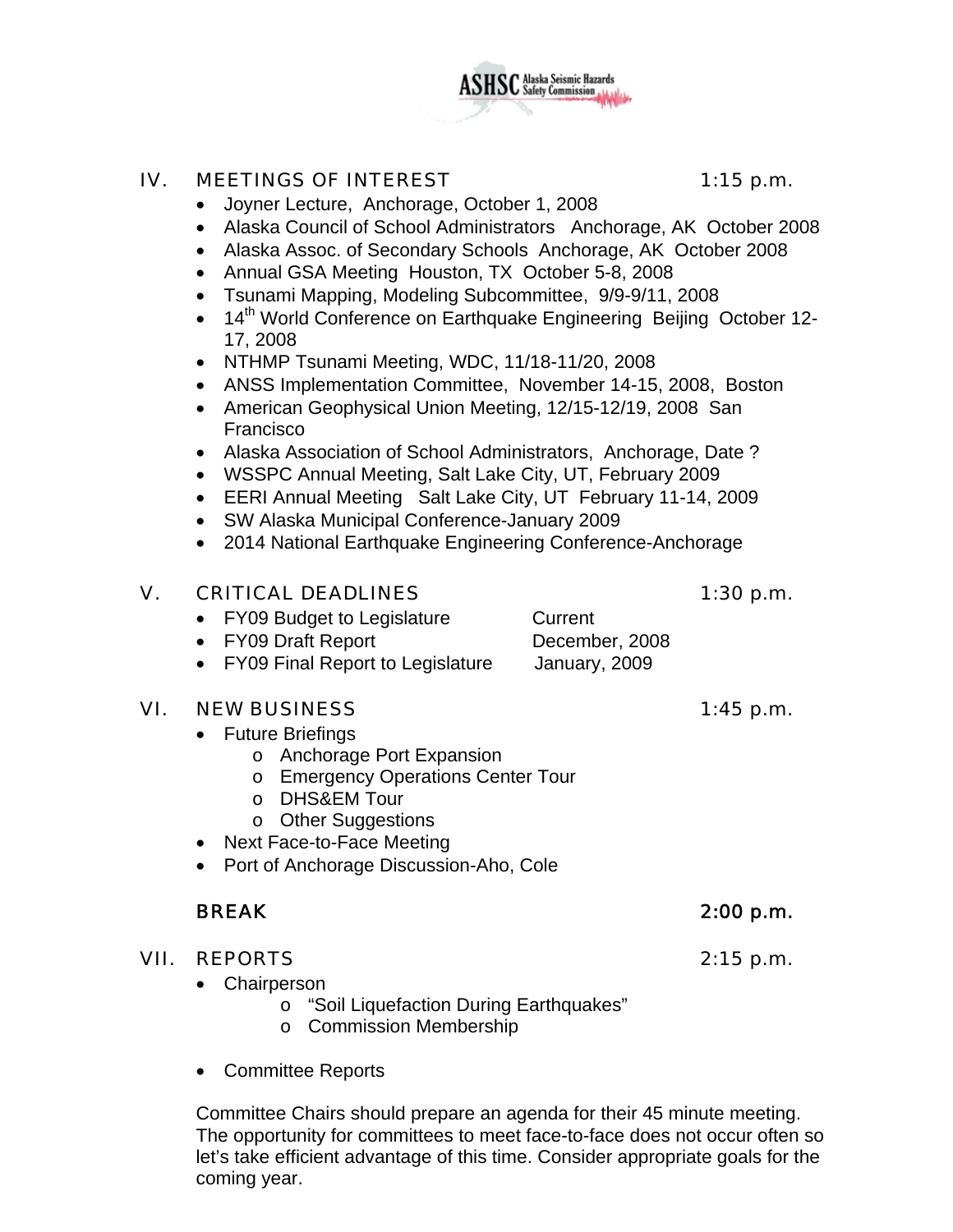## IV. MEETINGS OF INTEREST 1:15 p.m.

- Joyner Lecture, Anchorage, October 1, 2008
- Alaska Council of School Administrators Anchorage, AK October 2008
- Alaska Assoc. of Secondary Schools Anchorage, AK October 2008
- Annual GSA Meeting Houston, TX October 5-8, 2008
- Tsunami Mapping, Modeling Subcommittee, 9/9-9/11, 2008
- 14th World Conference on Earthquake Engineering Beijing October 12-17, 2008
- NTHMP Tsunami Meeting, WDC, 11/18-11/20, 2008
- ANSS Implementation Committee, November 14-15, 2008, Boston
- American Geophysical Union Meeting, 12/15-12/19, 2008 San Francisco
- Alaska Association of School Administrators, Anchorage, Date ?
- WSSPC Annual Meeting, Salt Lake City, UT, February 2009
- EERI Annual Meeting Salt Lake City, UT February 11-14, 2009
- SW Alaska Municipal Conference-January 2009
- 2014 National Earthquake Engineering Conference-Anchorage

## V. CRITICAL DEADLINES 1:30 p.m.

- FY09 Budget to Legislature Current
- FY09 Draft Report December, 2008
- FY09 Final Report to Legislature January, 2009

## VI. NEW BUSINESS 1:45 p.m.

- Future Briefings
  - Anchorage Port Expansion
  - Emergency Operations Center Tour
  - DHS&EM Tour
  - Other Suggestions
- Next Face-to-Face Meeting
- Port of Anchorage Discussion-Aho, Cole

**BREAK 2:00 p.m.**

## VII. REPORTS 2:15 p.m.

- Chairperson
  - "Soil Liquefaction During Earthquakes"
  - Commission Membership

- Committee Reports

Committee Chairs should prepare an agenda for their 45 minute meeting. The opportunity for committees to meet face-to-face does not occur often so let's take efficient advantage of this time. Consider appropriate goals for the coming year.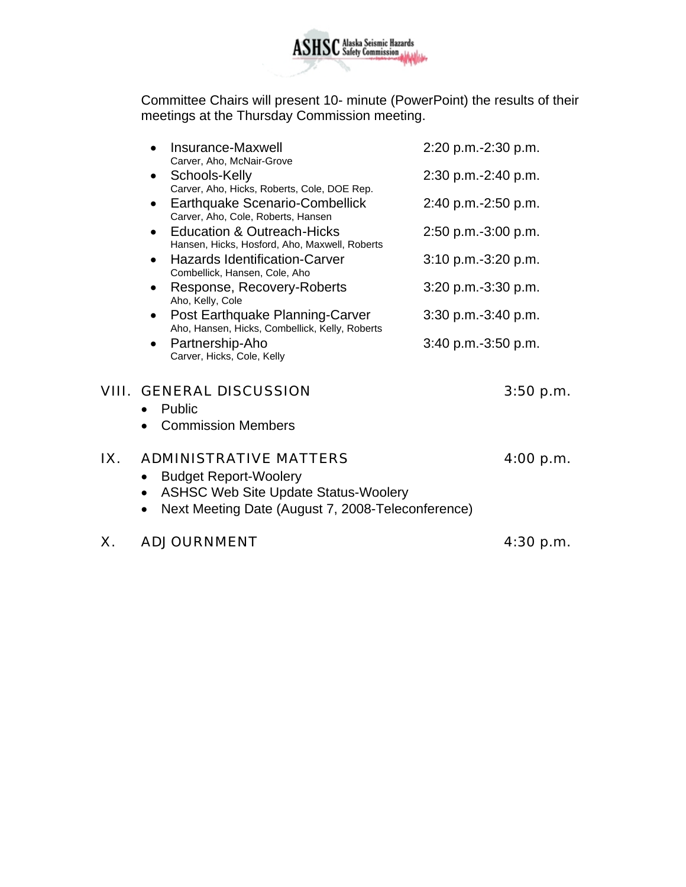Committee Chairs will present 10- minute (PowerPoint) the results of their meetings at the Thursday Commission meeting.

- Insurance-Maxwell — 2:20 p.m.-2:30 p.m.
  Carver, Aho, McNair-Grove
- Schools-Kelly — 2:30 p.m.-2:40 p.m.
  Carver, Aho, Hicks, Roberts, Cole, DOE Rep.
- Earthquake Scenario-Combellick — 2:40 p.m.-2:50 p.m.
  Carver, Aho, Cole, Roberts, Hansen
- Education & Outreach-Hicks — 2:50 p.m.-3:00 p.m.
  Hansen, Hicks, Hosford, Aho, Maxwell, Roberts
- Hazards Identification-Carver — 3:10 p.m.-3:20 p.m.
  Combellick, Hansen, Cole, Aho
- Response, Recovery-Roberts — 3:20 p.m.-3:30 p.m.
  Aho, Kelly, Cole
- Post Earthquake Planning-Carver — 3:30 p.m.-3:40 p.m.
  Aho, Hansen, Hicks, Combellick, Kelly, Roberts
- Partnership-Aho — 3:40 p.m.-3:50 p.m.
  Carver, Hicks, Cole, Kelly

## VIII. GENERAL DISCUSSION — 3:50 p.m.

- Public
- Commission Members

## IX. ADMINISTRATIVE MATTERS — 4:00 p.m.

- Budget Report-Woolery
- ASHSC Web Site Update Status-Woolery
- Next Meeting Date (August 7, 2008-Teleconference)

## X. ADJOURNMENT — 4:30 p.m.